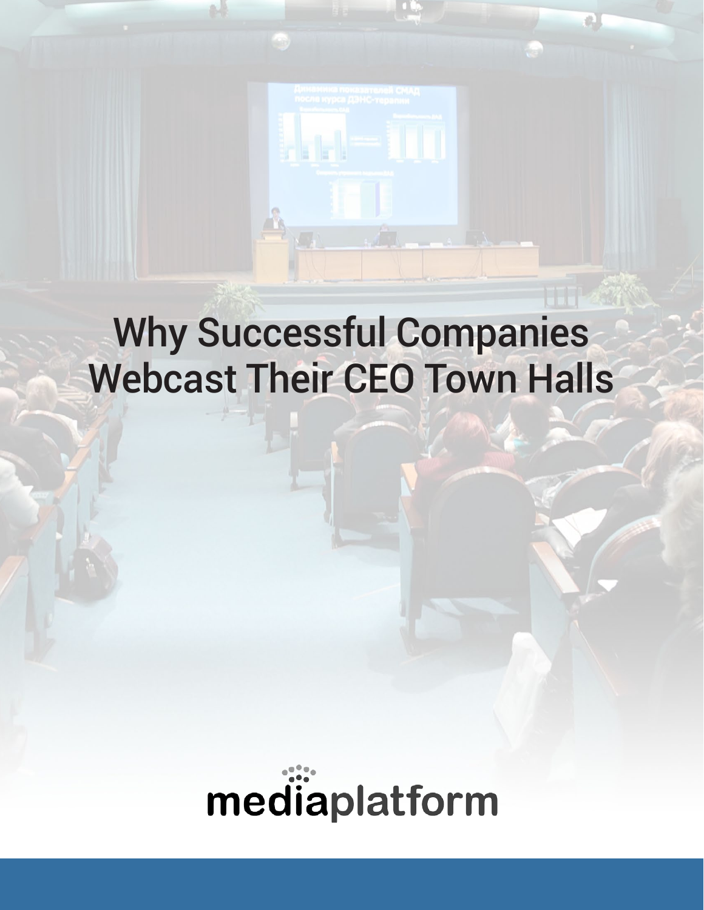# Why Successful Companies Webcast Their CEO Town Halls

mediaplatform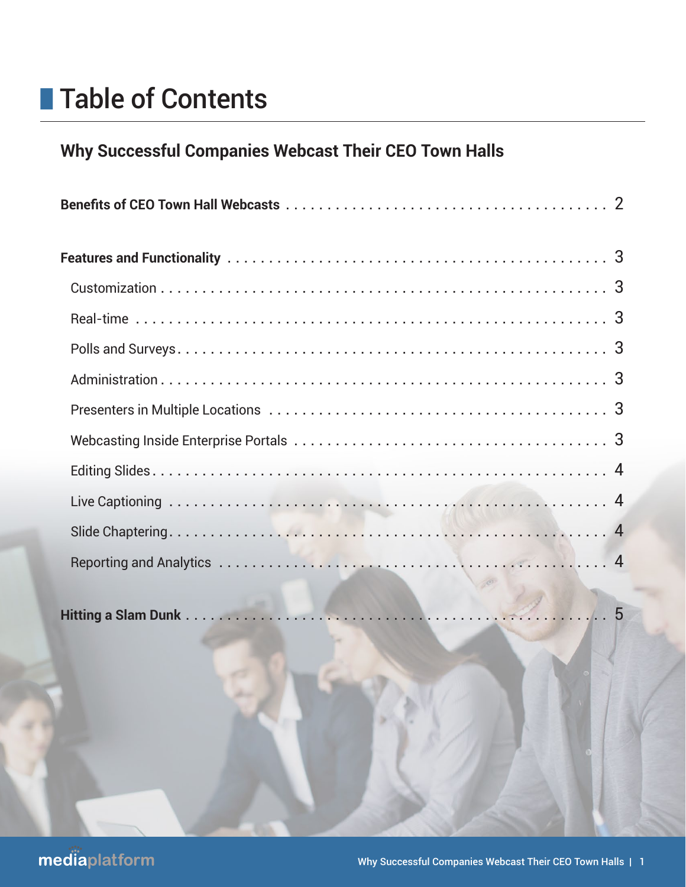# Table of Contents

## Why Successful Companies Webcast Their CEO Town Halls

**Benefits of CEO Town Hall Webcasts** . . . . . . . . . . . . . . . . . . . . . . . . . . . . . . . . . . . . . 2

**Features and Functionality** . . . . . . . . . . . . . . . . . . . . . . . . . . . . . . . . . . . . . . . . . . . . 3

- Customization . . . . . . . . . . . . . . . . . . . . . . . . . . . . . . . . . . . . . . . . . . . . . . . . . . . 3
- Real-time . . . . . . . . . . . . . . . . . . . . . . . . . . . . . . . . . . . . . . . . . . . . . . . . . . . . . . . 3
- Polls and Surveys . . . . . . . . . . . . . . . . . . . . . . . . . . . . . . . . . . . . . . . . . . . . . . . . . 3
- Administration . . . . . . . . . . . . . . . . . . . . . . . . . . . . . . . . . . . . . . . . . . . . . . . . . . . 3
- Presenters in Multiple Locations . . . . . . . . . . . . . . . . . . . . . . . . . . . . . . . . . . . . . 3
- Webcasting Inside Enterprise Portals . . . . . . . . . . . . . . . . . . . . . . . . . . . . . . . . . . 3
- Editing Slides . . . . . . . . . . . . . . . . . . . . . . . . . . . . . . . . . . . . . . . . . . . . . . . . . . . 4
- Live Captioning . . . . . . . . . . . . . . . . . . . . . . . . . . . . . . . . . . . . . . . . . . . . . . . . . . 4
- Slide Chaptering . . . . . . . . . . . . . . . . . . . . . . . . . . . . . . . . . . . . . . . . . . . . . . . . . 4
- Reporting and Analytics . . . . . . . . . . . . . . . . . . . . . . . . . . . . . . . . . . . . . . . . . . . . 4

**Hitting a Slam Dunk** . . . . . . . . . . . . . . . . . . . . . . . . . . . . . . . . . . . . . . . . . . . . . . . . 5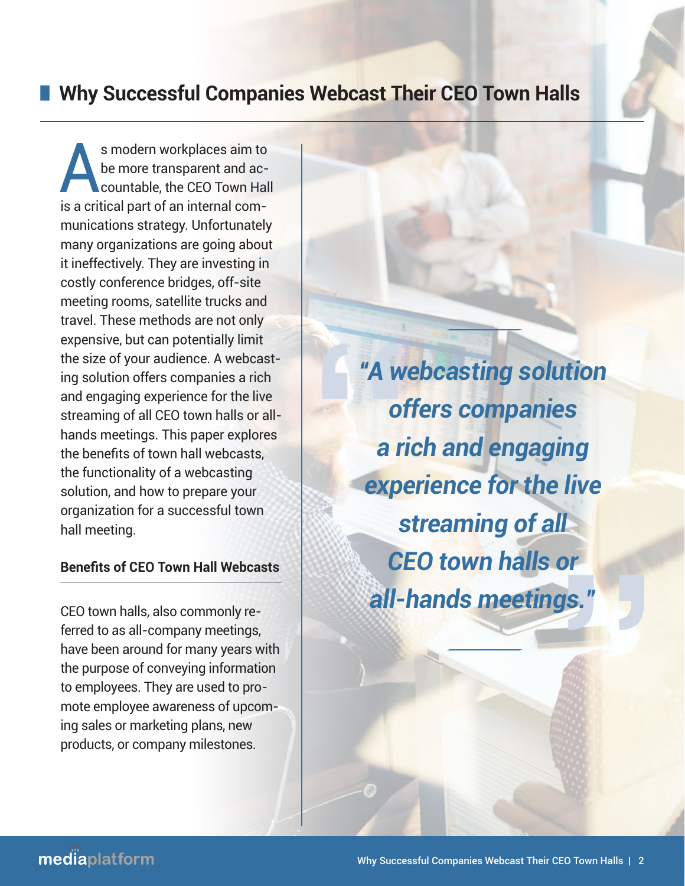## Why Successful Companies Webcast Their CEO Town Halls

As modern workplaces aim to be more transparent and accountable, the CEO Town Hall is a critical part of an internal communications strategy. Unfortunately many organizations are going about it ineffectively. They are investing in costly conference bridges, off-site meeting rooms, satellite trucks and travel. These methods are not only expensive, but can potentially limit the size of your audience. A webcasting solution offers companies a rich and engaging experience for the live streaming of all CEO town halls or all-hands meetings. This paper explores the benefits of town hall webcasts, the functionality of a webcasting solution, and how to prepare your organization for a successful town hall meeting.

### Benefits of CEO Town Hall Webcasts

CEO town halls, also commonly referred to as all-company meetings, have been around for many years with the purpose of conveying information to employees. They are used to promote employee awareness of upcoming sales or marketing plans, new products, or company milestones.

> ***"A webcasting solution offers companies a rich and engaging experience for the live streaming of all CEO town halls or all-hands meetings."***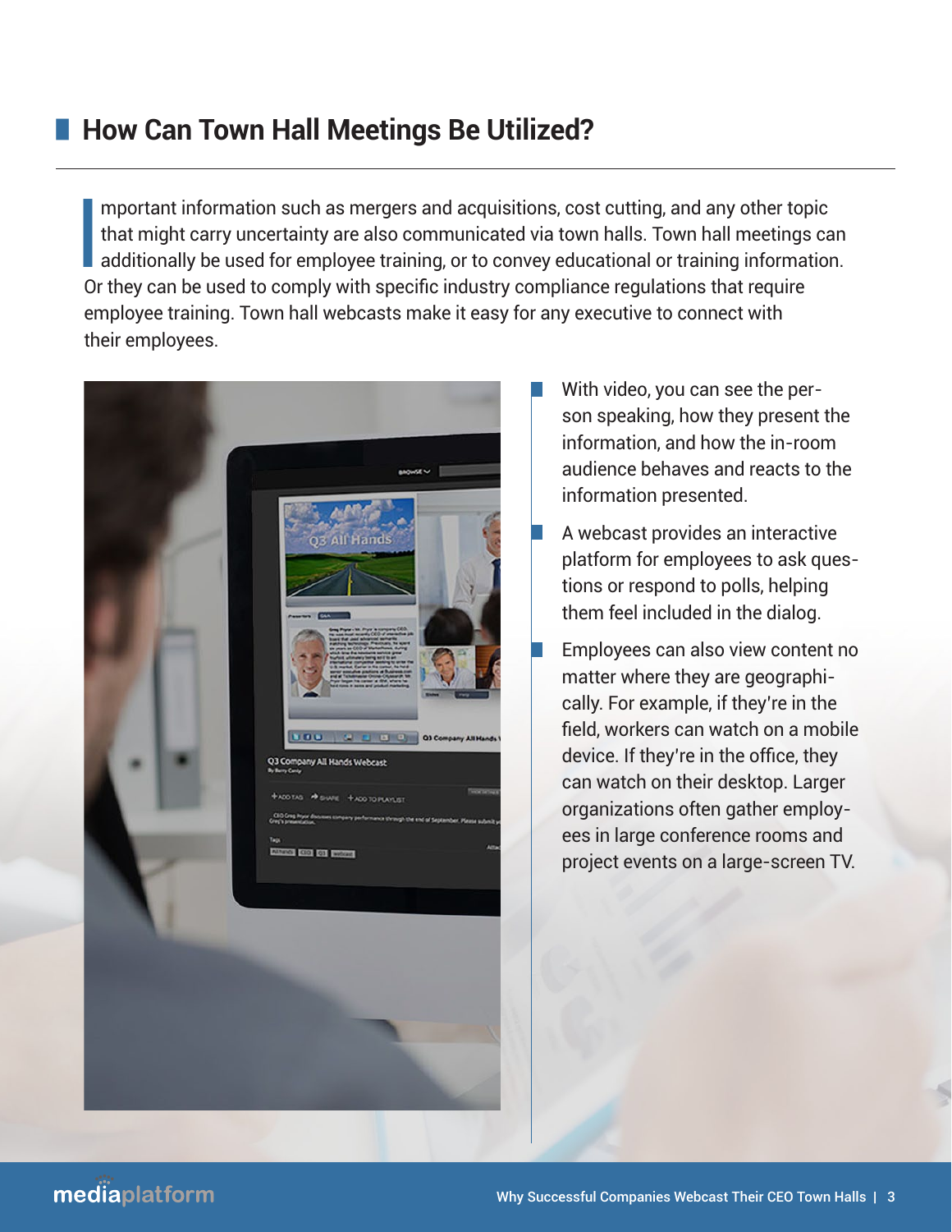## How Can Town Hall Meetings Be Utilized?

Important information such as mergers and acquisitions, cost cutting, and any other topic that might carry uncertainty are also communicated via town halls. Town hall meetings can additionally be used for employee training, or to convey educational or training information. Or they can be used to comply with specific industry compliance regulations that require employee training. Town hall webcasts make it easy for any executive to connect with their employees.

- With video, you can see the person speaking, how they present the information, and how the in-room audience behaves and reacts to the information presented.
- A webcast provides an interactive platform for employees to ask questions or respond to polls, helping them feel included in the dialog.
- Employees can also view content no matter where they are geographically. For example, if they're in the field, workers can watch on a mobile device. If they're in the office, they can watch on their desktop. Larger organizations often gather employees in large conference rooms and project events on a large-screen TV.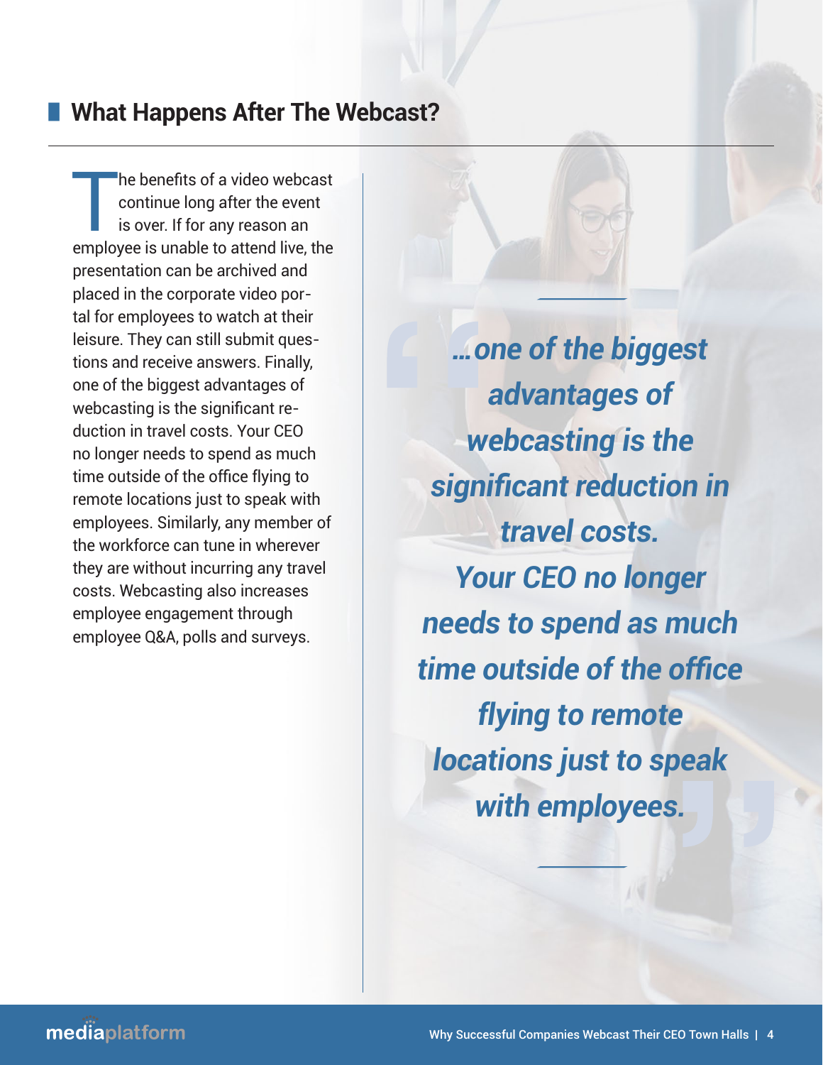## What Happens After The Webcast?

The benefits of a video webcast continue long after the event is over. If for any reason an employee is unable to attend live, the presentation can be archived and placed in the corporate video portal for employees to watch at their leisure. They can still submit questions and receive answers. Finally, one of the biggest advantages of webcasting is the significant reduction in travel costs. Your CEO no longer needs to spend as much time outside of the office flying to remote locations just to speak with employees. Similarly, any member of the workforce can tune in wherever they are without incurring any travel costs. Webcasting also increases employee engagement through employee Q&A, polls and surveys.

> ***…one of the biggest advantages of webcasting is the significant reduction in travel costs. Your CEO no longer needs to spend as much time outside of the office flying to remote locations just to speak with employees.***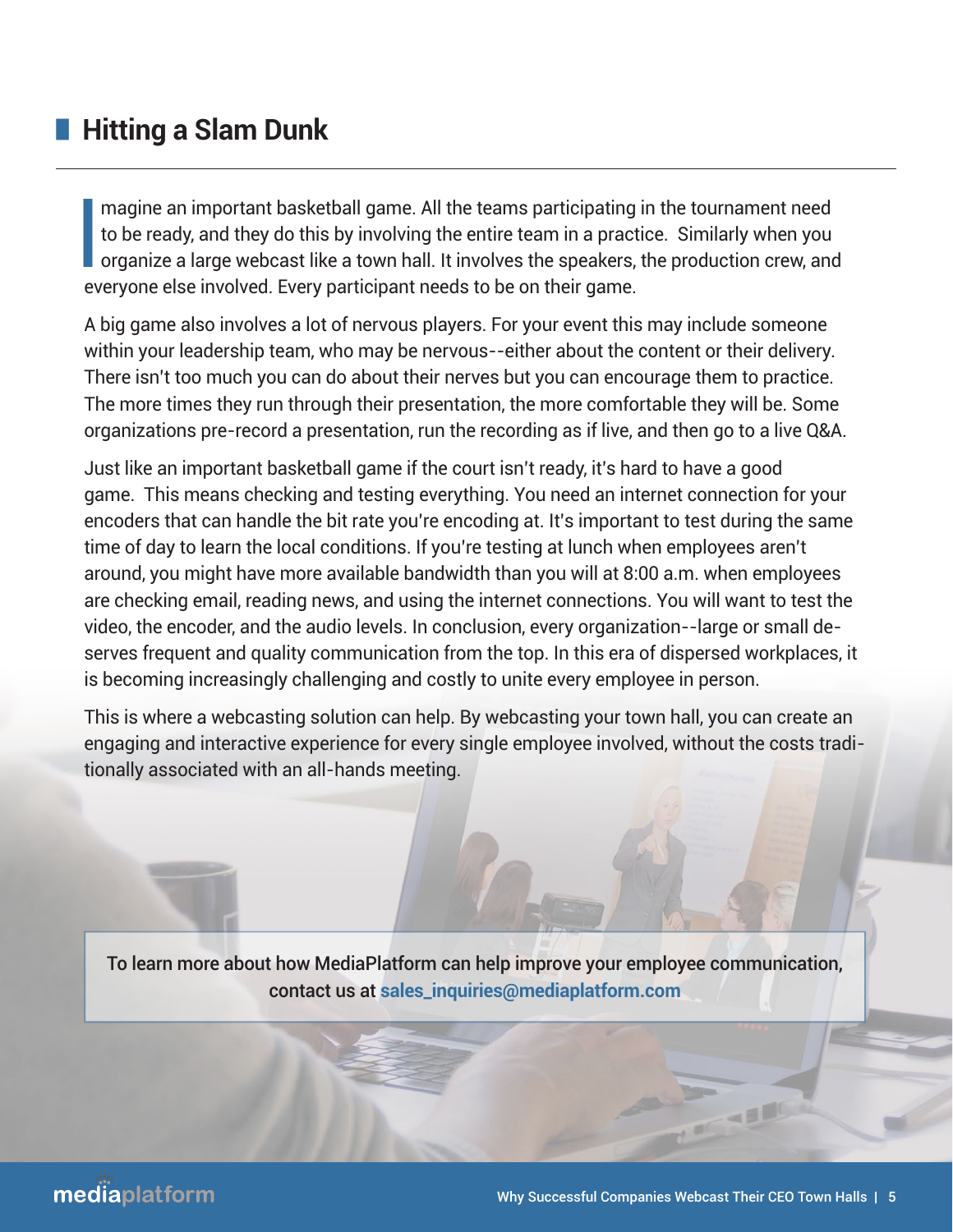## Hitting a Slam Dunk

Imagine an important basketball game. All the teams participating in the tournament need to be ready, and they do this by involving the entire team in a practice. Similarly when you organize a large webcast like a town hall. It involves the speakers, the production crew, and everyone else involved. Every participant needs to be on their game.

A big game also involves a lot of nervous players. For your event this may include someone within your leadership team, who may be nervous--either about the content or their delivery. There isn't too much you can do about their nerves but you can encourage them to practice. The more times they run through their presentation, the more comfortable they will be. Some organizations pre-record a presentation, run the recording as if live, and then go to a live Q&A.

Just like an important basketball game if the court isn't ready, it's hard to have a good game. This means checking and testing everything. You need an internet connection for your encoders that can handle the bit rate you're encoding at. It's important to test during the same time of day to learn the local conditions. If you're testing at lunch when employees aren't around, you might have more available bandwidth than you will at 8:00 a.m. when employees are checking email, reading news, and using the internet connections. You will want to test the video, the encoder, and the audio levels. In conclusion, every organization--large or small deserves frequent and quality communication from the top. In this era of dispersed workplaces, it is becoming increasingly challenging and costly to unite every employee in person.

This is where a webcasting solution can help. By webcasting your town hall, you can create an engaging and interactive experience for every single employee involved, without the costs traditionally associated with an all-hands meeting.

To learn more about how MediaPlatform can help improve your employee communication, contact us at **sales_inquiries@mediaplatform.com**